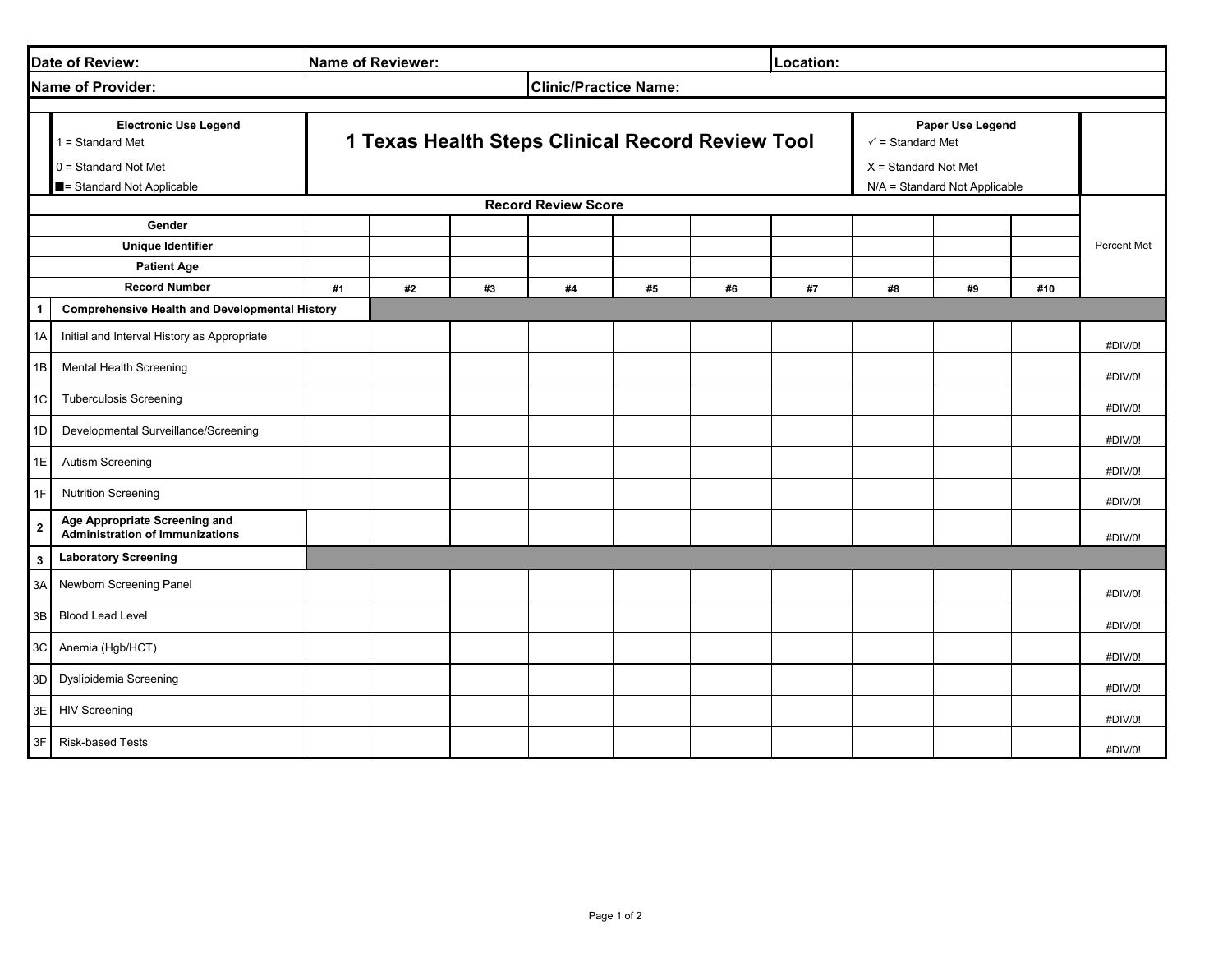| Date of Review: | Name of Reviewer: | Location: |
|---|---|---|
| **Name of Provider:** | **Clinic/Practice Name:** | |

**Electronic Use Legend**
1 = Standard Met
0 = Standard Not Met
■= Standard Not Applicable

# 1 Texas Health Steps Clinical Record Review Tool

**Paper Use Legend**
✓ = Standard Met
X = Standard Not Met
N/A = Standard Not Applicable

**Record Review Score**

| | | | | | | | | | | | Percent Met |
|---|---|---|---|---|---|---|---|---|---|---|---|
| **Gender** | | | | | | | | | | | |
| **Unique Identifier** | | | | | | | | | | | |
| **Patient Age** | | | | | | | | | | | |
| **Record Number** | **#1** | **#2** | **#3** | **#4** | **#5** | **#6** | **#7** | **#8** | **#9** | **#10** | |
| **1 Comprehensive Health and Developmental History** | | | | | | | | | | | |
| 1A Initial and Interval History as Appropriate | | | | | | | | | | | #DIV/0! |
| 1B Mental Health Screening | | | | | | | | | | | #DIV/0! |
| 1C Tuberculosis Screening | | | | | | | | | | | #DIV/0! |
| 1D Developmental Surveillance/Screening | | | | | | | | | | | #DIV/0! |
| 1E Autism Screening | | | | | | | | | | | #DIV/0! |
| 1F Nutrition Screening | | | | | | | | | | | #DIV/0! |
| **2 Age Appropriate Screening and Administration of Immunizations** | | | | | | | | | | | #DIV/0! |
| **3 Laboratory Screening** | | | | | | | | | | | |
| 3A Newborn Screening Panel | | | | | | | | | | | #DIV/0! |
| 3B Blood Lead Level | | | | | | | | | | | #DIV/0! |
| 3C Anemia (Hgb/HCT) | | | | | | | | | | | #DIV/0! |
| 3D Dyslipidemia Screening | | | | | | | | | | | #DIV/0! |
| 3E HIV Screening | | | | | | | | | | | #DIV/0! |
| 3F Risk-based Tests | | | | | | | | | | | #DIV/0! |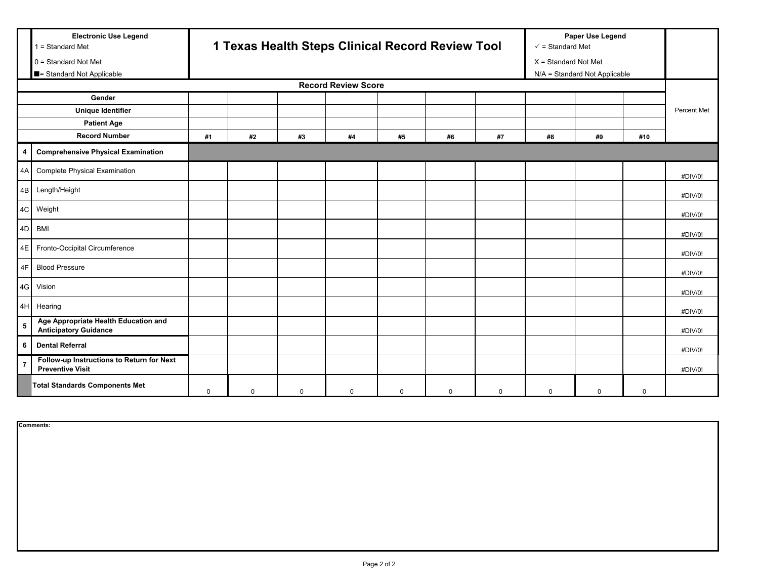| | Electronic Use Legend<br>1 = Standard Met<br>0 = Standard Not Met<br>■= Standard Not Applicable | 1 Texas Health Steps Clinical Record Review Tool | | | | | | | Paper Use Legend<br>✓ = Standard Met<br>X = Standard Not Met<br>N/A = Standard Not Applicable | | | |
|---|---|---|---|---|---|---|---|---|---|---|---|---|
| | | Record Review Score | | | | | | | | | | |
| | Gender | | | | | | | | | | | Percent Met |
| | Unique Identifier | | | | | | | | | | | |
| | Patient Age | | | | | | | | | | | |
| | Record Number | #1 | #2 | #3 | #4 | #5 | #6 | #7 | #8 | #9 | #10 | |
| 4 | **Comprehensive Physical Examination** | | | | | | | | | | | |
| 4A | Complete Physical Examination | | | | | | | | | | | #DIV/0! |
| 4B | Length/Height | | | | | | | | | | | #DIV/0! |
| 4C | Weight | | | | | | | | | | | #DIV/0! |
| 4D | BMI | | | | | | | | | | | #DIV/0! |
| 4E | Fronto-Occipital Circumference | | | | | | | | | | | #DIV/0! |
| 4F | Blood Pressure | | | | | | | | | | | #DIV/0! |
| 4G | Vision | | | | | | | | | | | #DIV/0! |
| 4H | Hearing | | | | | | | | | | | #DIV/0! |
| 5 | **Age Appropriate Health Education and Anticipatory Guidance** | | | | | | | | | | | #DIV/0! |
| 6 | **Dental Referral** | | | | | | | | | | | #DIV/0! |
| 7 | **Follow-up Instructions to Return for Next Preventive Visit** | | | | | | | | | | | #DIV/0! |
| | **Total Standards Components Met** | 0 | 0 | 0 | 0 | 0 | 0 | 0 | 0 | 0 | 0 | |

**Comments:**